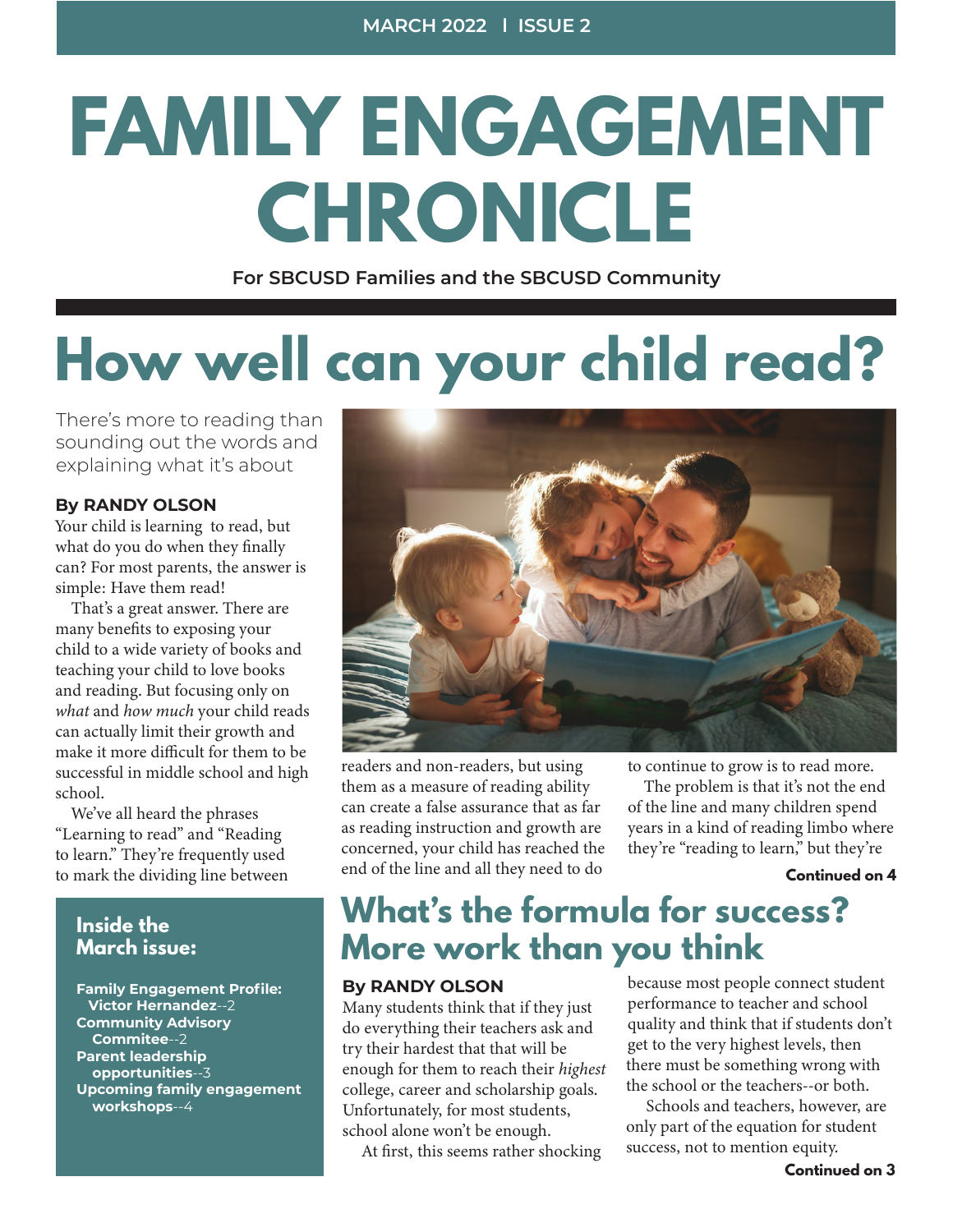MARCH 2022 | ISSUE 2

# FAMILY ENGAGEMENT CHRONICLE

**For SBCUSD Families and the SBCUSD Community**

## How well can your child read?

There's more to reading than sounding out the words and explaining what it's about

**By RANDY OLSON**

Your child is learning to read, but what do you do when they finally can? For most parents, the answer is simple: Have them read!

That's a great answer. There are many benefits to exposing your child to a wide variety of books and teaching your child to love books and reading. But focusing only on *what* and *how much* your child reads can actually limit their growth and make it more difficult for them to be successful in middle school and high school.

We've all heard the phrases "Learning to read" and "Reading to learn." They're frequently used to mark the dividing line between readers and non-readers, but using them as a measure of reading ability can create a false assurance that as far as reading instruction and growth are concerned, your child has reached the end of the line and all they need to do to continue to grow is to read more.

The problem is that it's not the end of the line and many children spend years in a kind of reading limbo where they're "reading to learn," but they're

**Continued on 4**

### Inside the March issue:

- **Family Engagement Profile: Victor Hernandez**--2
- **Community Advisory Commitee**--2
- **Parent leadership opportunities**--3
- **Upcoming family engagement workshops**--4

## What's the formula for success? More work than you think

**By RANDY OLSON**

Many students think that if they just do everything their teachers ask and try their hardest that that will be enough for them to reach their *highest* college, career and scholarship goals. Unfortunately, for most students, school alone won't be enough.

At first, this seems rather shocking because most people connect student performance to teacher and school quality and think that if students don't get to the very highest levels, then there must be something wrong with the school or the teachers--or both.

Schools and teachers, however, are only part of the equation for student success, not to mention equity.

**Continued on 3**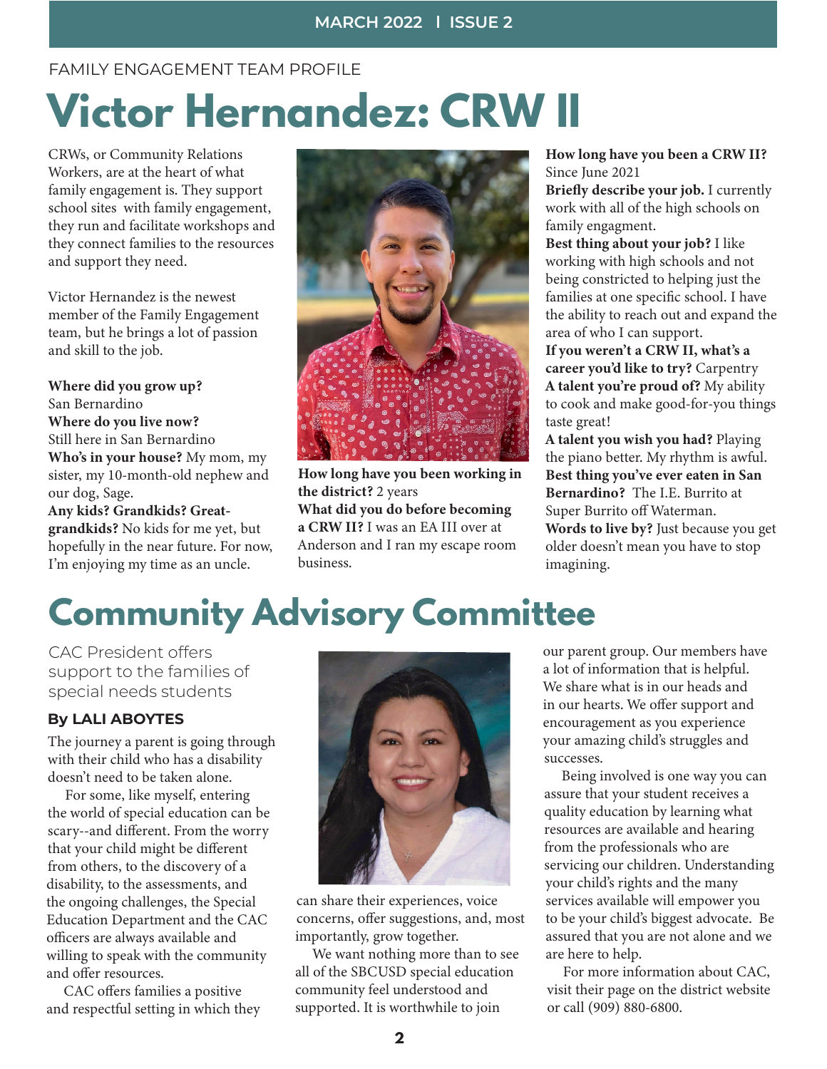FAMILY ENGAGEMENT TEAM PROFILE

# Victor Hernandez: CRW II

CRWs, or Community Relations Workers, are at the heart of what family engagement is. They support school sites with family engagement, they run and facilitate workshops and they connect families to the resources and support they need.

Victor Hernandez is the newest member of the Family Engagement team, but he brings a lot of passion and skill to the job.

**Where did you grow up?** San Bernardino
**Where do you live now?** Still here in San Bernardino
**Who's in your house?** My mom, my sister, my 10-month-old nephew and our dog, Sage.
**Any kids? Grandkids? Great-grandkids?** No kids for me yet, but hopefully in the near future. For now, I'm enjoying my time as an uncle.
**How long have you been working in the district?** 2 years
**What did you do before becoming a CRW II?** I was an EA III over at Anderson and I ran my escape room business.
**How long have you been a CRW II?** Since June 2021
**Briefly describe your job.** I currently work with all of the high schools on family engagment.
**Best thing about your job?** I like working with high schools and not being constricted to helping just the families at one specific school. I have the ability to reach out and expand the area of who I can support.
**If you weren't a CRW II, what's a career you'd like to try?** Carpentry
**A talent you're proud of?** My ability to cook and make good-for-you things taste great!
**A talent you wish you had?** Playing the piano better. My rhythm is awful.
**Best thing you've ever eaten in San Bernardino?** The I.E. Burrito at Super Burrito off Waterman.
**Words to live by?** Just because you get older doesn't mean you have to stop imagining.

# Community Advisory Committee

CAC President offers support to the families of special needs students

**By LALI ABOYTES**

The journey a parent is going through with their child who has a disability doesn't need to be taken alone.

For some, like myself, entering the world of special education can be scary--and different. From the worry that your child might be different from others, to the discovery of a disability, to the assessments, and the ongoing challenges, the Special Education Department and the CAC officers are always available and willing to speak with the community and offer resources.

CAC offers families a positive and respectful setting in which they can share their experiences, voice concerns, offer suggestions, and, most importantly, grow together.

We want nothing more than to see all of the SBCUSD special education community feel understood and supported. It is worthwhile to join our parent group. Our members have a lot of information that is helpful. We share what is in our heads and in our hearts. We offer support and encouragement as you experience your amazing child's struggles and successes.

Being involved is one way you can assure that your student receives a quality education by learning what resources are available and hearing from the professionals who are servicing our children. Understanding your child's rights and the many services available will empower you to be your child's biggest advocate. Be assured that you are not alone and we are here to help.

For more information about CAC, visit their page on the district website or call (909) 880-6800.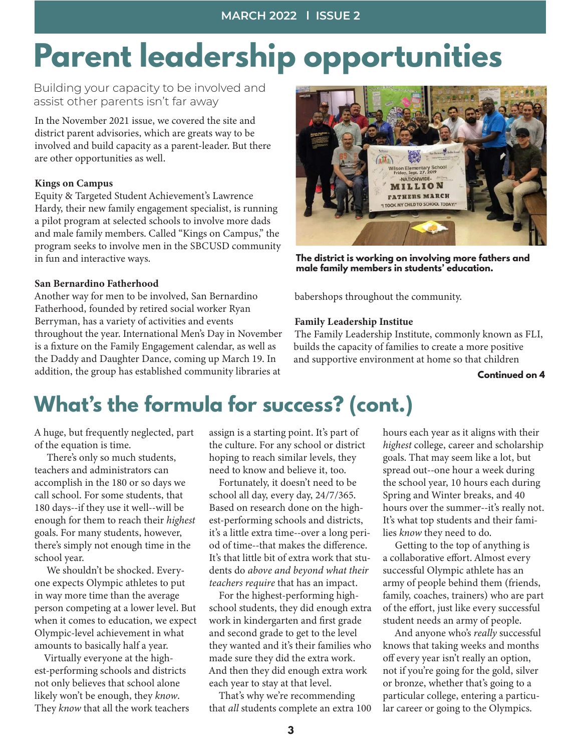# Parent leadership opportunities

Building your capacity to be involved and assist other parents isn't far away

In the November 2021 issue, we covered the site and district parent advisories, which are greats way to be involved and build capacity as a parent-leader. But there are other opportunities as well.

**Kings on Campus**

Equity & Targeted Student Achievement's Lawrence Hardy, their new family engagement specialist, is running a pilot program at selected schools to involve more dads and male family members. Called "Kings on Campus," the program seeks to involve men in the SBCUSD community in fun and interactive ways.

**San Bernardino Fatherhood**

Another way for men to be involved, San Bernardino Fatherhood, founded by retired social worker Ryan Berryman, has a variety of activities and events throughout the year. International Men's Day in November is a fixture on the Family Engagement calendar, as well as the Daddy and Daughter Dance, coming up March 19. In addition, the group has established community libraries at babershops throughout the community.

**The district is working on involving more fathers and male family members in students' education.**

**Family Leadership Institue**

The Family Leadership Institute, commonly known as FLI, builds the capacity of families to create a more positive and supportive environment at home so that children

**Continued on 4**

## What's the formula for success? (cont.)

A huge, but frequently neglected, part of the equation is time.

There's only so much students, teachers and administrators can accomplish in the 180 or so days we call school. For some students, that 180 days--if they use it well--will be enough for them to reach their *highest* goals. For many students, however, there's simply not enough time in the school year.

We shouldn't be shocked. Everyone expects Olympic athletes to put in way more time than the average person competing at a lower level. But when it comes to education, we expect Olympic-level achievement in what amounts to basically half a year.

Virtually everyone at the highest-performing schools and districts not only believes that school alone likely won't be enough, they *know*. They *know* that all the work teachers assign is a starting point. It's part of the culture. For any school or district hoping to reach similar levels, they need to know and believe it, too.

Fortunately, it doesn't need to be school all day, every day, 24/7/365. Based on research done on the highest-performing schools and districts, it's a little extra time--over a long period of time--that makes the difference. It's that little bit of extra work that students do *above and beyond what their teachers require* that has an impact.

For the highest-performing high-school students, they did enough extra work in kindergarten and first grade and second grade to get to the level they wanted and it's their families who made sure they did the extra work. And then they did enough extra work each year to stay at that level.

That's why we're recommending that *all* students complete an extra 100 hours each year as it aligns with their *highest* college, career and scholarship goals. That may seem like a lot, but spread out--one hour a week during the school year, 10 hours each during Spring and Winter breaks, and 40 hours over the summer--it's really not. It's what top students and their families *know* they need to do.

Getting to the top of anything is a collaborative effort. Almost every successful Olympic athlete has an army of people behind them (friends, family, coaches, trainers) who are part of the effort, just like every successful student needs an army of people.

And anyone who's *really* successful knows that taking weeks and months off every year isn't really an option, not if you're going for the gold, silver or bronze, whether that's going to a particular college, entering a particular career or going to the Olympics.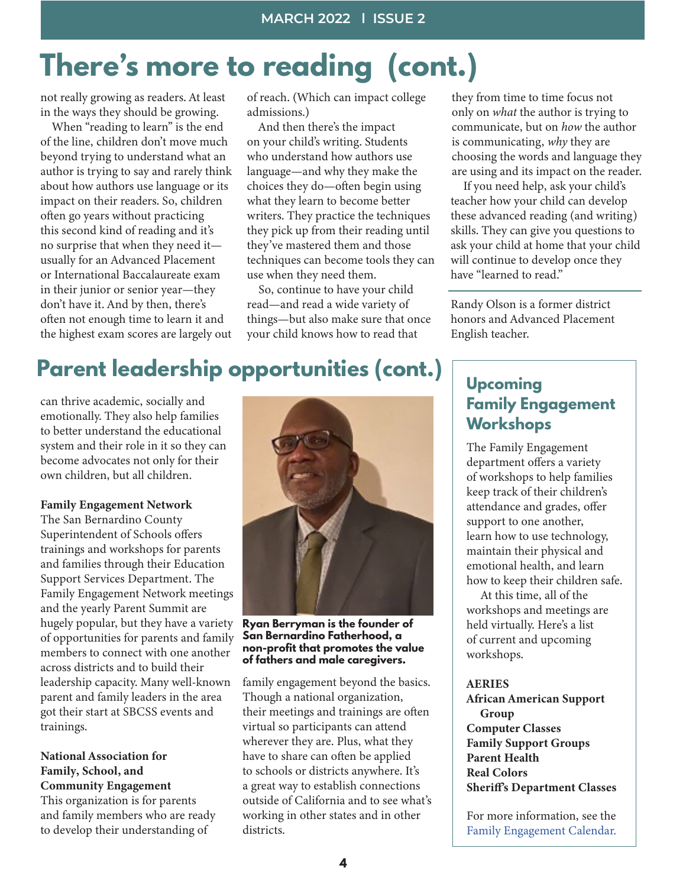# There's more to reading (cont.)

not really growing as readers. At least in the ways they should be growing.

When "reading to learn" is the end of the line, children don't move much beyond trying to understand what an author is trying to say and rarely think about how authors use language or its impact on their readers. So, children often go years without practicing this second kind of reading and it's no surprise that when they need it—usually for an Advanced Placement or International Baccalaureate exam in their junior or senior year—they don't have it. And by then, there's often not enough time to learn it and the highest exam scores are largely out of reach. (Which can impact college admissions.)

And then there's the impact on your child's writing. Students who understand how authors use language—and why they make the choices they do—often begin using what they learn to become better writers. They practice the techniques they pick up from their reading until they've mastered them and those techniques can become tools they can use when they need them.

So, continue to have your child read—and read a wide variety of things—but also make sure that once your child knows how to read that they from time to time focus not only on *what* the author is trying to communicate, but on *how* the author is communicating, *why* they are choosing the words and language they are using and its impact on the reader.

If you need help, ask your child's teacher how your child can develop these advanced reading (and writing) skills. They can give you questions to ask your child at home that your child will continue to develop once they have "learned to read."

---

Randy Olson is a former district honors and Advanced Placement English teacher.

# Parent leadership opportunities (cont.)

can thrive academic, socially and emotionally. They also help families to better understand the educational system and their role in it so they can become advocates not only for their own children, but all children.

**Family Engagement Network**
The San Bernardino County Superintendent of Schools offers trainings and workshops for parents and families through their Education Support Services Department. The Family Engagement Network meetings and the yearly Parent Summit are hugely popular, but they have a variety of opportunities for parents and family members to connect with one another across districts and to build their leadership capacity. Many well-known parent and family leaders in the area got their start at SBCSS events and trainings.

**National Association for Family, School, and Community Engagement**
This organization is for parents and family members who are ready to develop their understanding of family engagement beyond the basics. Though a national organization, their meetings and trainings are often virtual so participants can attend wherever they are. Plus, what they have to share can often be applied to schools or districts anywhere. It's a great way to establish connections outside of California and to see what's working in other states and in other districts.

**Ryan Berryman is the founder of San Bernardino Fatherhood, a non-profit that promotes the value of fathers and male caregivers.**

## Upcoming Family Engagement Workshops

The Family Engagement department offers a variety of workshops to help families keep track of their children's attendance and grades, offer support to one another, learn how to use technology, maintain their physical and emotional health, and learn how to keep their children safe.

At this time, all of the workshops and meetings are held virtually. Here's a list of current and upcoming workshops.

**AERIES**
**African American Support Group**
**Computer Classes**
**Family Support Groups**
**Parent Health**
**Real Colors**
**Sheriff's Department Classes**

For more information, see the Family Engagement Calendar.